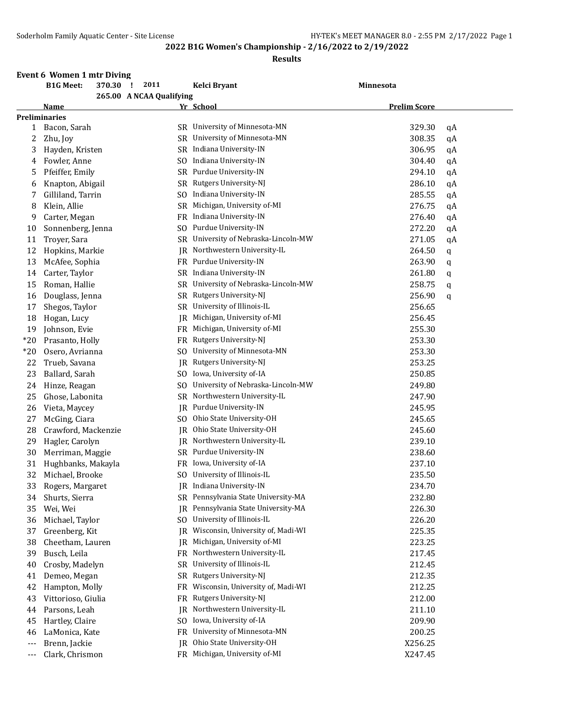## 2022 B1G Women's Championship - 2/16/2022 to 2/19/2022

### Results

**Event 6 Women 1 mtr Diving**

**B1G Meet: 370.30 ! 2011 Kelci Bryant Minnesota**

**265.00 A NCAA Qualifying**

| | Name | Yr | School | Prelim Score | |
|---|---|---|---|---|---|
| **Preliminaries** | | | | | |
| 1 | Bacon, Sarah | SR | University of Minnesota-MN | 329.30 | qA |
| 2 | Zhu, Joy | SR | University of Minnesota-MN | 308.35 | qA |
| 3 | Hayden, Kristen | SR | Indiana University-IN | 306.95 | qA |
| 4 | Fowler, Anne | SO | Indiana University-IN | 304.40 | qA |
| 5 | Pfeiffer, Emily | SR | Purdue University-IN | 294.10 | qA |
| 6 | Knapton, Abigail | SR | Rutgers University-NJ | 286.10 | qA |
| 7 | Gilliland, Tarrin | SO | Indiana University-IN | 285.55 | qA |
| 8 | Klein, Allie | SR | Michigan, University of-MI | 276.75 | qA |
| 9 | Carter, Megan | FR | Indiana University-IN | 276.40 | qA |
| 10 | Sonnenberg, Jenna | SO | Purdue University-IN | 272.20 | qA |
| 11 | Troyer, Sara | SR | University of Nebraska-Lincoln-MW | 271.05 | qA |
| 12 | Hopkins, Markie | JR | Northwestern University-IL | 264.50 | q |
| 13 | McAfee, Sophia | FR | Purdue University-IN | 263.90 | q |
| 14 | Carter, Taylor | SR | Indiana University-IN | 261.80 | q |
| 15 | Roman, Hallie | SR | University of Nebraska-Lincoln-MW | 258.75 | q |
| 16 | Douglass, Jenna | SR | Rutgers University-NJ | 256.90 | q |
| 17 | Shegos, Taylor | SR | University of Illinois-IL | 256.65 | |
| 18 | Hogan, Lucy | JR | Michigan, University of-MI | 256.45 | |
| 19 | Johnson, Evie | FR | Michigan, University of-MI | 255.30 | |
| *20 | Prasanto, Holly | FR | Rutgers University-NJ | 253.30 | |
| *20 | Osero, Avrianna | SO | University of Minnesota-MN | 253.30 | |
| 22 | Trueb, Savana | JR | Rutgers University-NJ | 253.25 | |
| 23 | Ballard, Sarah | SO | Iowa, University of-IA | 250.85 | |
| 24 | Hinze, Reagan | SO | University of Nebraska-Lincoln-MW | 249.80 | |
| 25 | Ghose, Labonita | SR | Northwestern University-IL | 247.90 | |
| 26 | Vieta, Maycey | JR | Purdue University-IN | 245.95 | |
| 27 | McGing, Ciara | SO | Ohio State University-OH | 245.65 | |
| 28 | Crawford, Mackenzie | JR | Ohio State University-OH | 245.60 | |
| 29 | Hagler, Carolyn | JR | Northwestern University-IL | 239.10 | |
| 30 | Merriman, Maggie | SR | Purdue University-IN | 238.60 | |
| 31 | Hughbanks, Makayla | FR | Iowa, University of-IA | 237.10 | |
| 32 | Michael, Brooke | SO | University of Illinois-IL | 235.50 | |
| 33 | Rogers, Margaret | JR | Indiana University-IN | 234.70 | |
| 34 | Shurts, Sierra | SR | Pennsylvania State University-MA | 232.80 | |
| 35 | Wei, Wei | JR | Pennsylvania State University-MA | 226.30 | |
| 36 | Michael, Taylor | SO | University of Illinois-IL | 226.20 | |
| 37 | Greenberg, Kit | JR | Wisconsin, University of, Madi-WI | 225.35 | |
| 38 | Cheetham, Lauren | JR | Michigan, University of-MI | 223.25 | |
| 39 | Busch, Leila | FR | Northwestern University-IL | 217.45 | |
| 40 | Crosby, Madelyn | SR | University of Illinois-IL | 212.45 | |
| 41 | Demeo, Megan | SR | Rutgers University-NJ | 212.35 | |
| 42 | Hampton, Molly | FR | Wisconsin, University of, Madi-WI | 212.25 | |
| 43 | Vittorioso, Giulia | FR | Rutgers University-NJ | 212.00 | |
| 44 | Parsons, Leah | JR | Northwestern University-IL | 211.10 | |
| 45 | Hartley, Claire | SO | Iowa, University of-IA | 209.90 | |
| 46 | LaMonica, Kate | FR | University of Minnesota-MN | 200.25 | |
| --- | Brenn, Jackie | JR | Ohio State University-OH | X256.25 | |
| --- | Clark, Chrismon | FR | Michigan, University of-MI | X247.45 | |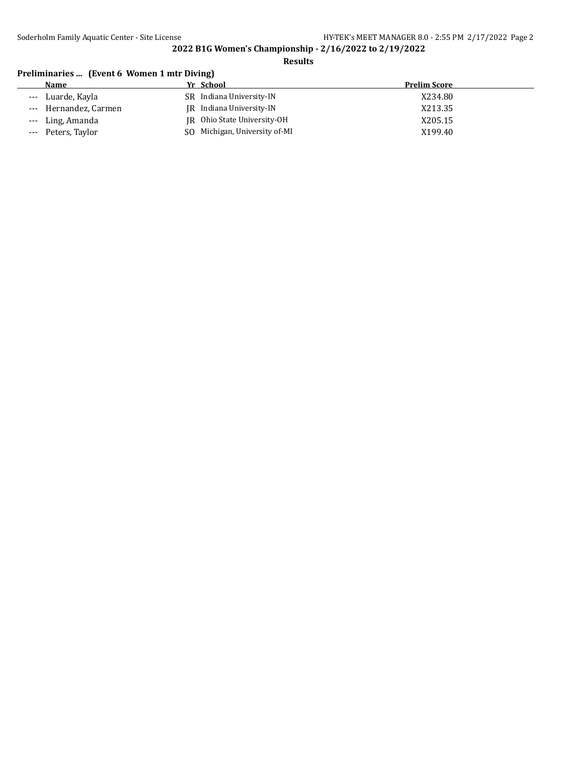**2022 B1G Women's Championship - 2/16/2022 to 2/19/2022**

**Results**

### Preliminaries ... (Event 6 Women 1 mtr Diving)

| | Name | Yr | School | Prelim Score |
|---|---|---|---|---|
| --- | Luarde, Kayla | SR | Indiana University-IN | X234.80 |
| --- | Hernandez, Carmen | JR | Indiana University-IN | X213.35 |
| --- | Ling, Amanda | JR | Ohio State University-OH | X205.15 |
| --- | Peters, Taylor | SO | Michigan, University of-MI | X199.40 |